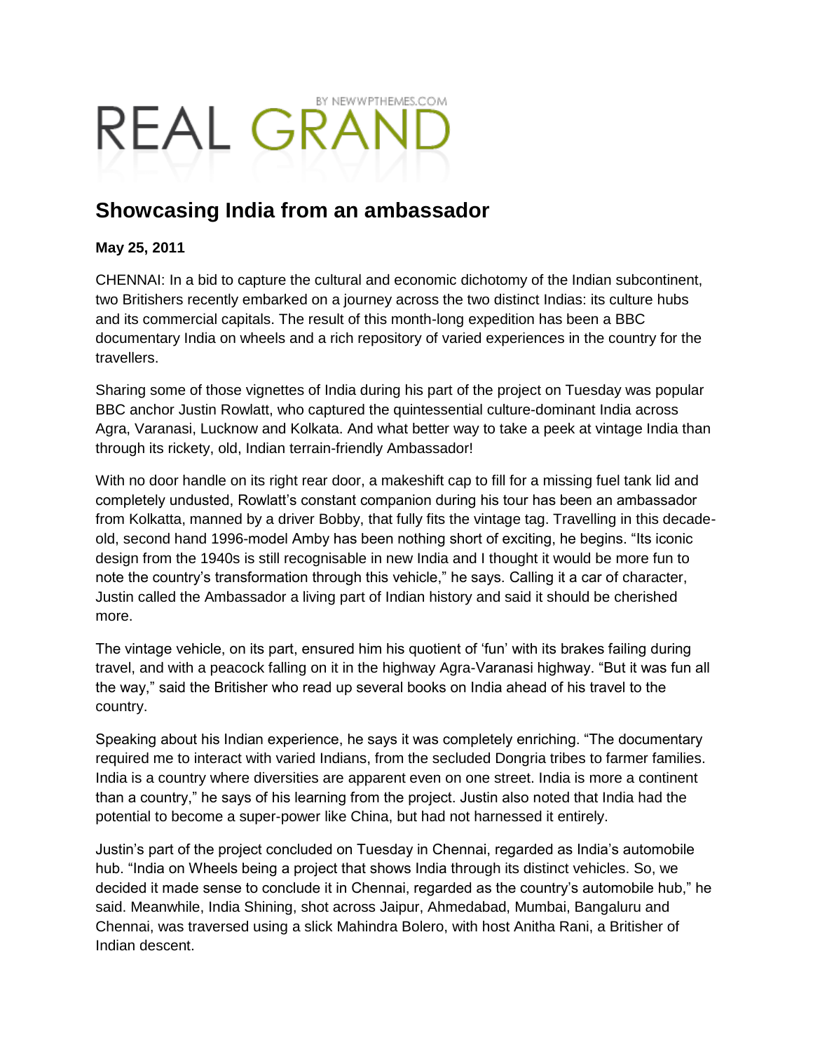REAL GRAND

BY NEWWPTHEMES.COM

# Showcasing India from an ambassador

**May 25, 2011**

CHENNAI: In a bid to capture the cultural and economic dichotomy of the Indian subcontinent, two Britishers recently embarked on a journey across the two distinct Indias: its culture hubs and its commercial capitals. The result of this month-long expedition has been a BBC documentary India on wheels and a rich repository of varied experiences in the country for the travellers.

Sharing some of those vignettes of India during his part of the project on Tuesday was popular BBC anchor Justin Rowlatt, who captured the quintessential culture-dominant India across Agra, Varanasi, Lucknow and Kolkata. And what better way to take a peek at vintage India than through its rickety, old, Indian terrain-friendly Ambassador!

With no door handle on its right rear door, a makeshift cap to fill for a missing fuel tank lid and completely undusted, Rowlatt's constant companion during his tour has been an ambassador from Kolkatta, manned by a driver Bobby, that fully fits the vintage tag. Travelling in this decade-old, second hand 1996-model Amby has been nothing short of exciting, he begins. "Its iconic design from the 1940s is still recognisable in new India and I thought it would be more fun to note the country's transformation through this vehicle," he says. Calling it a car of character, Justin called the Ambassador a living part of Indian history and said it should be cherished more.

The vintage vehicle, on its part, ensured him his quotient of 'fun' with its brakes failing during travel, and with a peacock falling on it in the highway Agra-Varanasi highway. "But it was fun all the way," said the Britisher who read up several books on India ahead of his travel to the country.

Speaking about his Indian experience, he says it was completely enriching. "The documentary required me to interact with varied Indians, from the secluded Dongria tribes to farmer families. India is a country where diversities are apparent even on one street. India is more a continent than a country," he says of his learning from the project. Justin also noted that India had the potential to become a super-power like China, but had not harnessed it entirely.

Justin's part of the project concluded on Tuesday in Chennai, regarded as India's automobile hub. "India on Wheels being a project that shows India through its distinct vehicles. So, we decided it made sense to conclude it in Chennai, regarded as the country's automobile hub," he said. Meanwhile, India Shining, shot across Jaipur, Ahmedabad, Mumbai, Bangaluru and Chennai, was traversed using a slick Mahindra Bolero, with host Anitha Rani, a Britisher of Indian descent.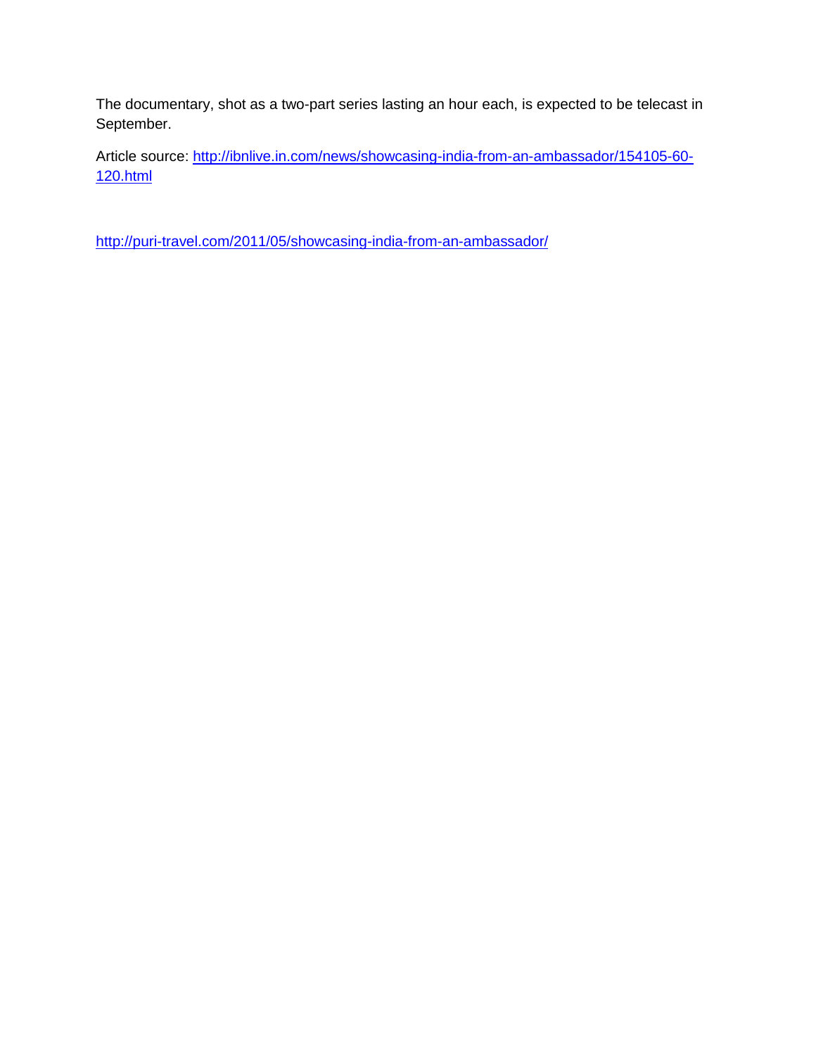The documentary, shot as a two-part series lasting an hour each, is expected to be telecast in September.

Article source: [http://ibnlive.in.com/news/showcasing-india-from-an-ambassador/154105-60-120.html](http://ibnlive.in.com/news/showcasing-india-from-an-ambassador/154105-60-120.html)

[http://puri-travel.com/2011/05/showcasing-india-from-an-ambassador/](http://puri-travel.com/2011/05/showcasing-india-from-an-ambassador/)